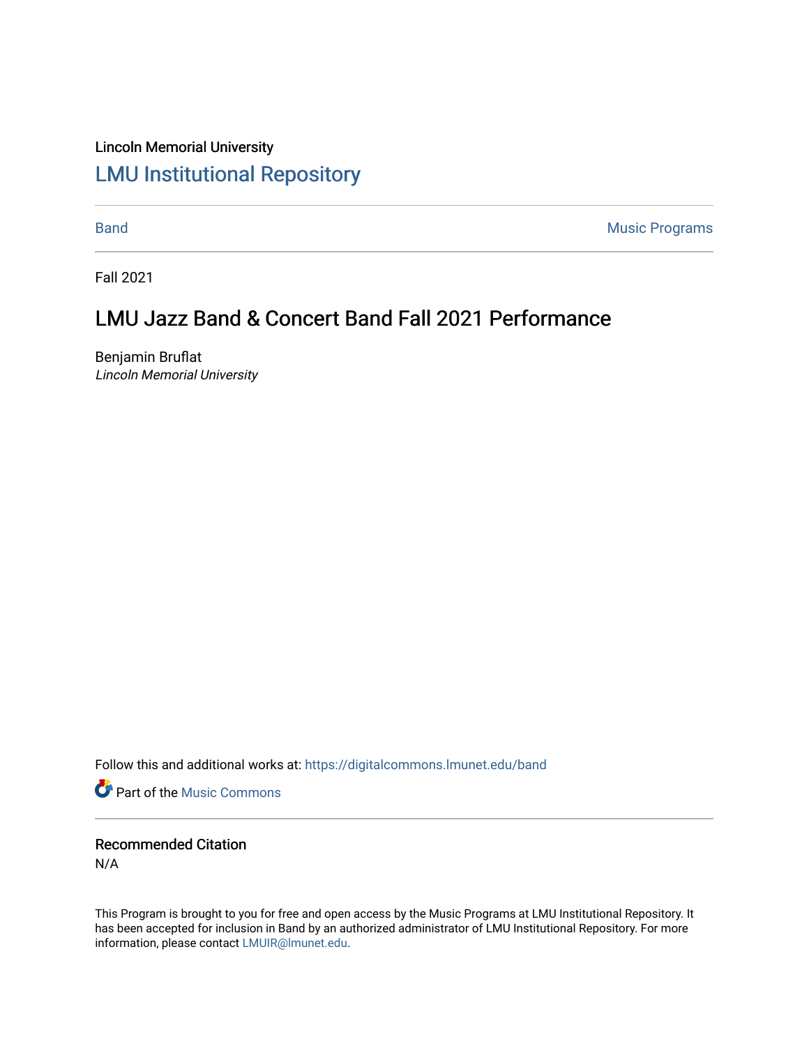Lincoln Memorial University

## LMU Institutional Repository

Band | Music Programs

---

Fall 2021

# LMU Jazz Band & Concert Band Fall 2021 Performance

Benjamin Bruflat
*Lincoln Memorial University*

Follow this and additional works at: https://digitalcommons.lmunet.edu/band

Part of the Music Commons

### Recommended Citation

N/A

This Program is brought to you for free and open access by the Music Programs at LMU Institutional Repository. It has been accepted for inclusion in Band by an authorized administrator of LMU Institutional Repository. For more information, please contact LMUIR@lmunet.edu.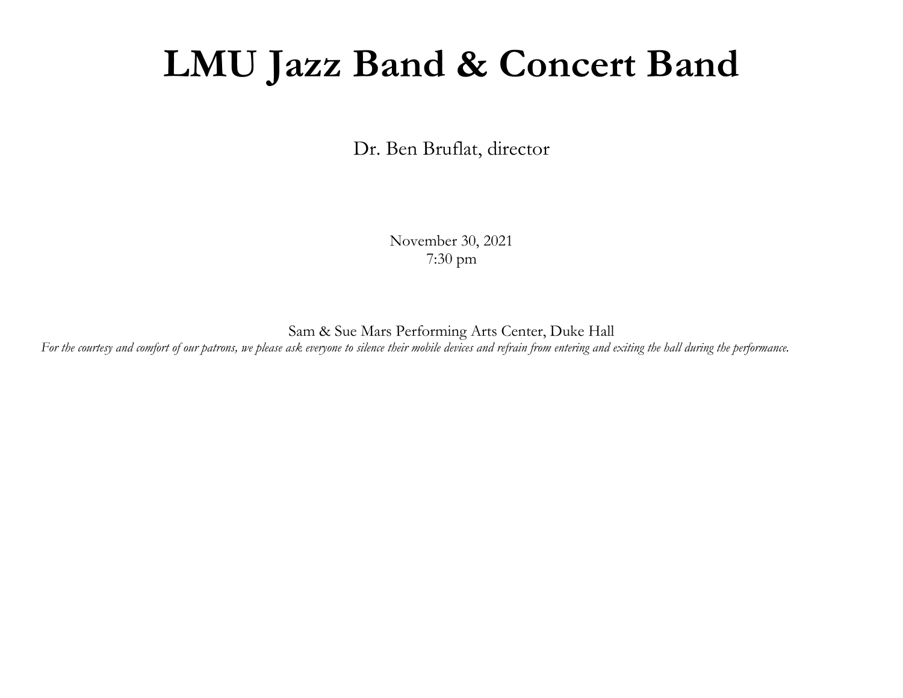# LMU Jazz Band & Concert Band

Dr. Ben Bruflat, director

November 30, 2021
7:30 pm

Sam & Sue Mars Performing Arts Center, Duke Hall

*For the courtesy and comfort of our patrons, we please ask everyone to silence their mobile devices and refrain from entering and exiting the hall during the performance.*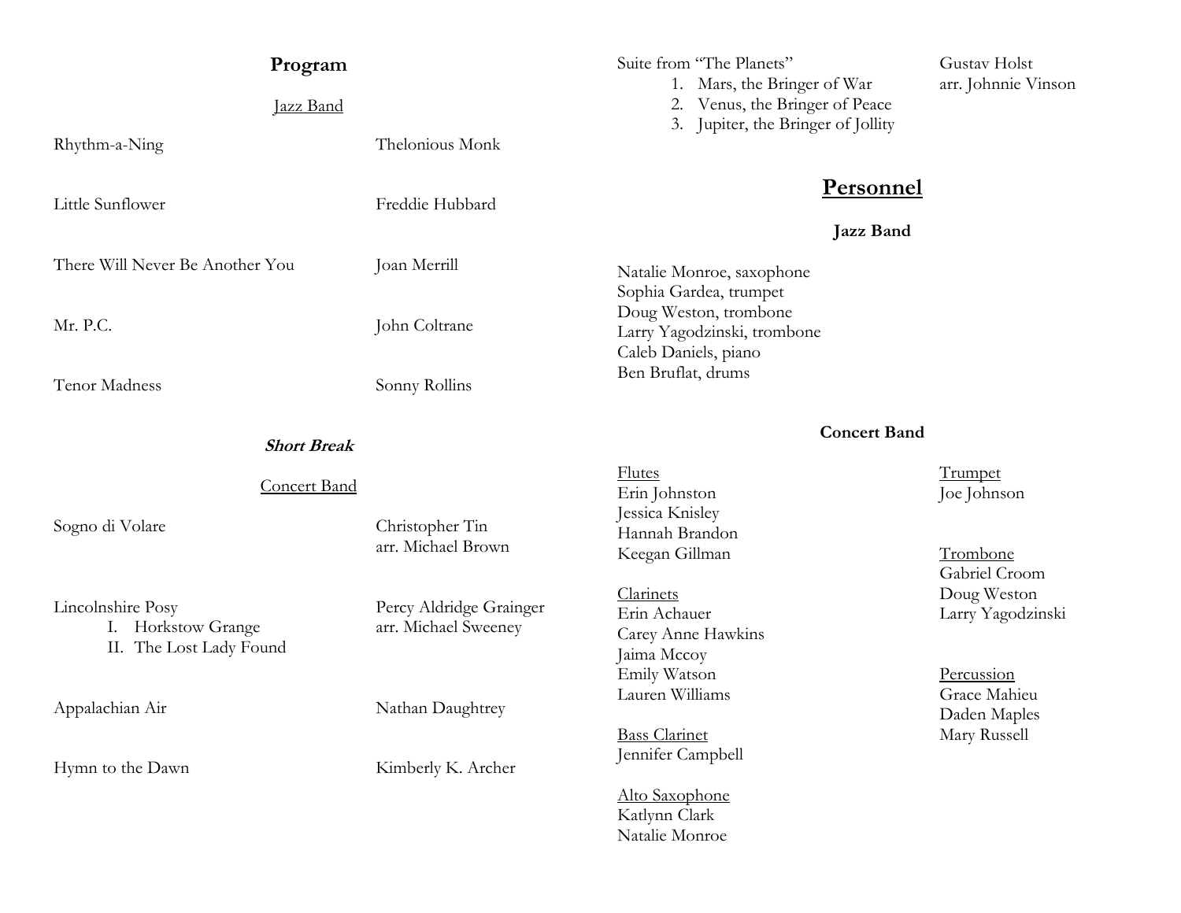## Program

### Jazz Band

| | |
|---|---|
| Rhythm-a-Ning | Thelonious Monk |
| Little Sunflower | Freddie Hubbard |
| There Will Never Be Another You | Joan Merrill |
| Mr. P.C. | John Coltrane |
| Tenor Madness | Sonny Rollins |

***Short Break***

### Concert Band

| | |
|---|---|
| Sogno di Volare | Christopher Tin<br>arr. Michael Brown |
| Lincolnshire Posy<br>I. Horkstow Grange<br>II. The Lost Lady Found | Percy Aldridge Grainger<br>arr. Michael Sweeney |
| Appalachian Air | Nathan Daughtrey |
| Hymn to the Dawn | Kimberly K. Archer |
| Suite from "The Planets"<br>1. Mars, the Bringer of War<br>2. Venus, the Bringer of Peace<br>3. Jupiter, the Bringer of Jollity | Gustav Holst<br>arr. Johnnie Vinson |

## Personnel

### Jazz Band

Natalie Monroe, saxophone
Sophia Gardea, trumpet
Doug Weston, trombone
Larry Yagodzinski, trombone
Caleb Daniels, piano
Ben Bruflat, drums

### Concert Band

Flutes
Erin Johnston
Jessica Knisley
Hannah Brandon
Keegan Gillman

Clarinets
Erin Achauer
Carey Anne Hawkins
Jaima Mccoy
Emily Watson
Lauren Williams

Bass Clarinet
Jennifer Campbell

Alto Saxophone
Katlynn Clark
Natalie Monroe

Trumpet
Joe Johnson

Trombone
Gabriel Croom
Doug Weston
Larry Yagodzinski

Percussion
Grace Mahieu
Daden Maples
Mary Russell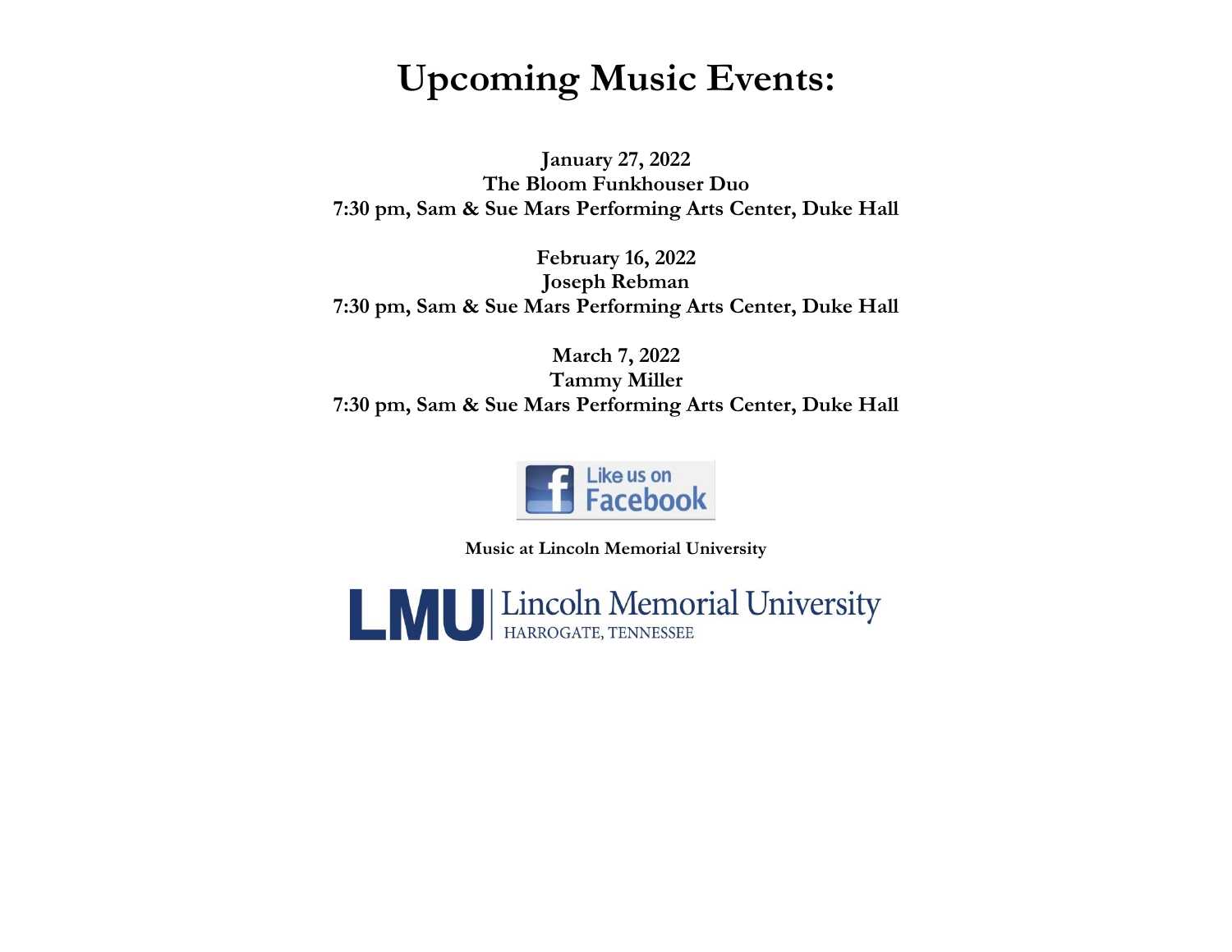# Upcoming Music Events:

**January 27, 2022**
**The Bloom Funkhouser Duo**
**7:30 pm, Sam & Sue Mars Performing Arts Center, Duke Hall**

**February 16, 2022**
**Joseph Rebman**
**7:30 pm, Sam & Sue Mars Performing Arts Center, Duke Hall**

**March 7, 2022**
**Tammy Miller**
**7:30 pm, Sam & Sue Mars Performing Arts Center, Duke Hall**

Like us on Facebook

**Music at Lincoln Memorial University**

LMU | Lincoln Memorial University
HARROGATE, TENNESSEE